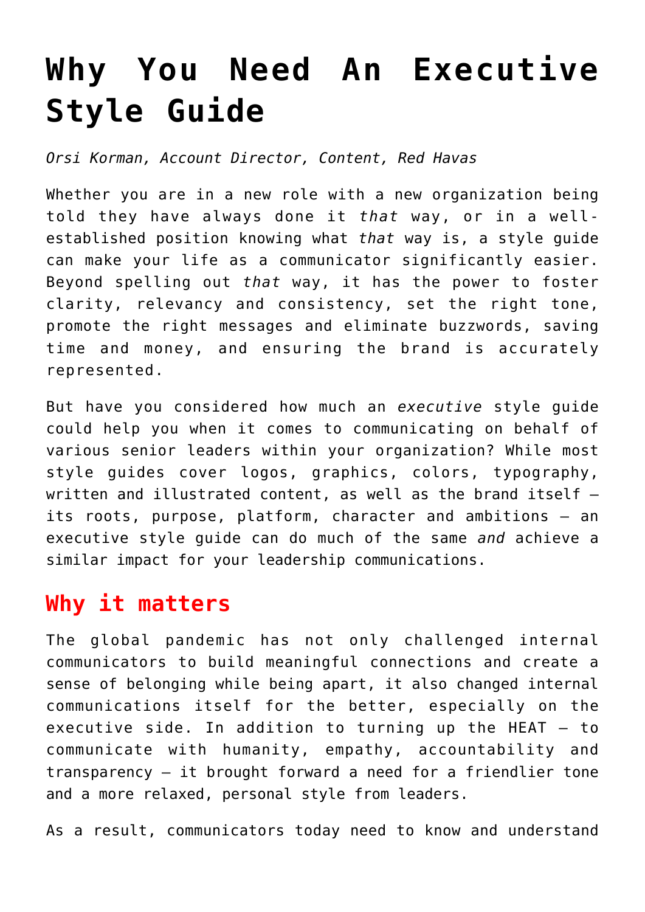# Why You Need An Executive Style Guide

*Orsi Korman, Account Director, Content, Red Havas*

Whether you are in a new role with a new organization being told they have always done it *that* way, or in a well-established position knowing what *that* way is, a style guide can make your life as a communicator significantly easier. Beyond spelling out *that* way, it has the power to foster clarity, relevancy and consistency, set the right tone, promote the right messages and eliminate buzzwords, saving time and money, and ensuring the brand is accurately represented.

But have you considered how much an *executive* style guide could help you when it comes to communicating on behalf of various senior leaders within your organization? While most style guides cover logos, graphics, colors, typography, written and illustrated content, as well as the brand itself – its roots, purpose, platform, character and ambitions – an executive style guide can do much of the same *and* achieve a similar impact for your leadership communications.

## Why it matters

The global pandemic has not only challenged internal communicators to build meaningful connections and create a sense of belonging while being apart, it also changed internal communications itself for the better, especially on the executive side. In addition to turning up the HEAT – to communicate with humanity, empathy, accountability and transparency – it brought forward a need for a friendlier tone and a more relaxed, personal style from leaders.

As a result, communicators today need to know and understand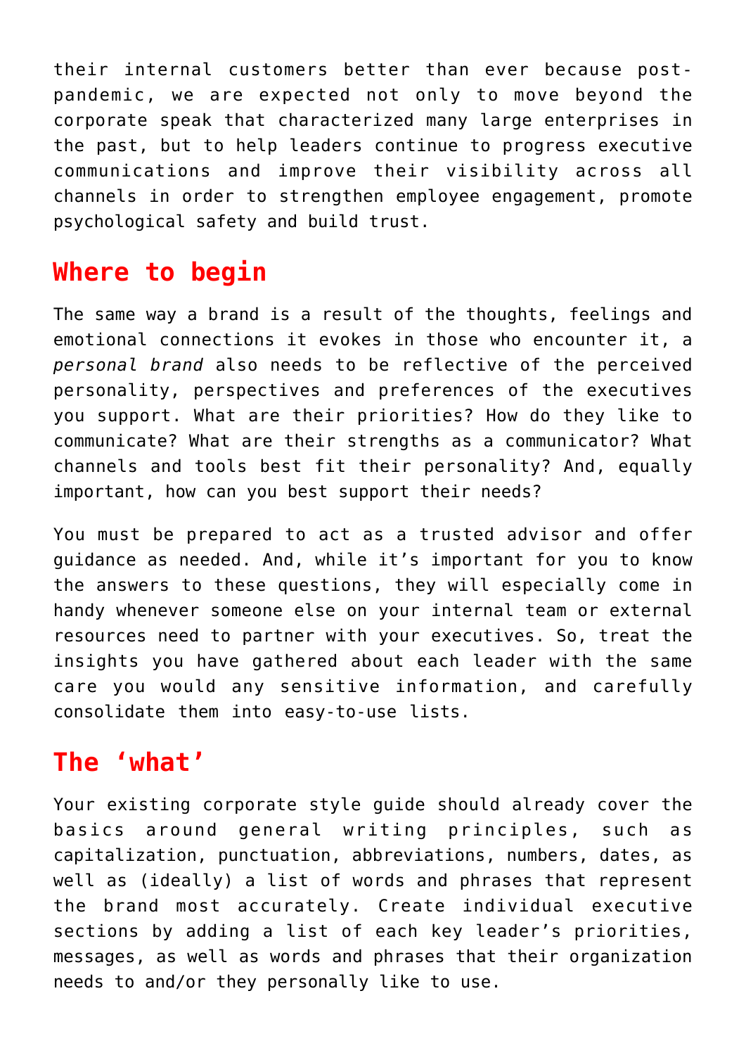their internal customers better than ever because post-pandemic, we are expected not only to move beyond the corporate speak that characterized many large enterprises in the past, but to help leaders continue to progress executive communications and improve their visibility across all channels in order to strengthen employee engagement, promote psychological safety and build trust.

## Where to begin

The same way a brand is a result of the thoughts, feelings and emotional connections it evokes in those who encounter it, a *personal brand* also needs to be reflective of the perceived personality, perspectives and preferences of the executives you support. What are their priorities? How do they like to communicate? What are their strengths as a communicator? What channels and tools best fit their personality? And, equally important, how can you best support their needs?

You must be prepared to act as a trusted advisor and offer guidance as needed. And, while it's important for you to know the answers to these questions, they will especially come in handy whenever someone else on your internal team or external resources need to partner with your executives. So, treat the insights you have gathered about each leader with the same care you would any sensitive information, and carefully consolidate them into easy-to-use lists.

## The 'what'

Your existing corporate style guide should already cover the basics around general writing principles, such as capitalization, punctuation, abbreviations, numbers, dates, as well as (ideally) a list of words and phrases that represent the brand most accurately. Create individual executive sections by adding a list of each key leader's priorities, messages, as well as words and phrases that their organization needs to and/or they personally like to use.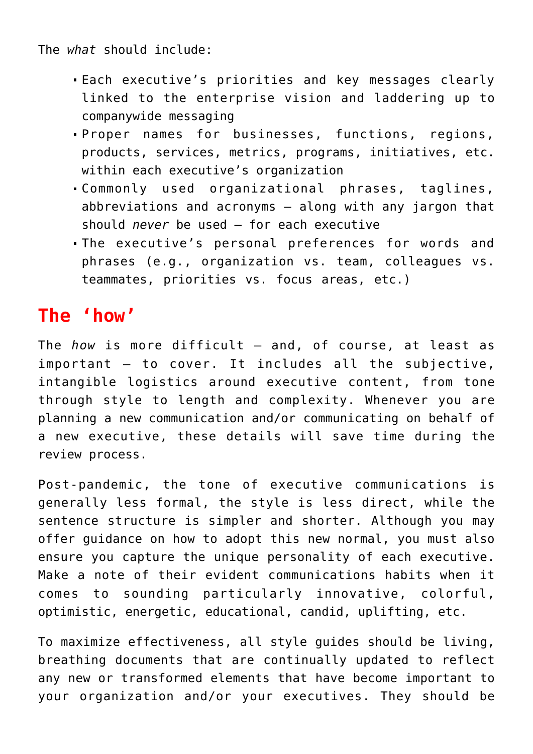The *what* should include:

- Each executive's priorities and key messages clearly linked to the enterprise vision and laddering up to companywide messaging
- Proper names for businesses, functions, regions, products, services, metrics, programs, initiatives, etc. within each executive's organization
- Commonly used organizational phrases, taglines, abbreviations and acronyms — along with any jargon that should *never* be used — for each executive
- The executive's personal preferences for words and phrases (e.g., organization vs. team, colleagues vs. teammates, priorities vs. focus areas, etc.)

## The 'how'

The *how* is more difficult — and, of course, at least as important — to cover. It includes all the subjective, intangible logistics around executive content, from tone through style to length and complexity. Whenever you are planning a new communication and/or communicating on behalf of a new executive, these details will save time during the review process.

Post-pandemic, the tone of executive communications is generally less formal, the style is less direct, while the sentence structure is simpler and shorter. Although you may offer guidance on how to adopt this new normal, you must also ensure you capture the unique personality of each executive. Make a note of their evident communications habits when it comes to sounding particularly innovative, colorful, optimistic, energetic, educational, candid, uplifting, etc.

To maximize effectiveness, all style guides should be living, breathing documents that are continually updated to reflect any new or transformed elements that have become important to your organization and/or your executives. They should be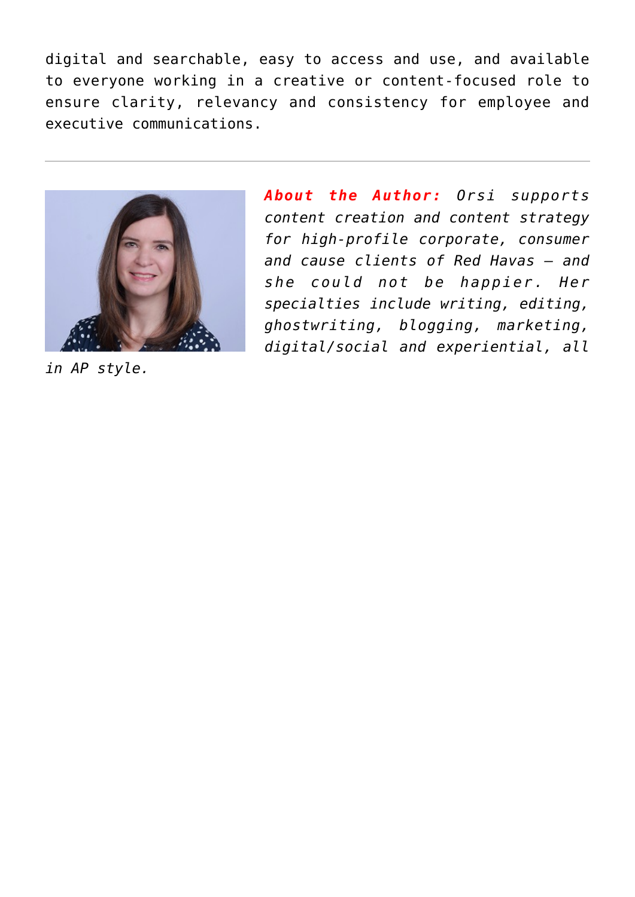digital and searchable, easy to access and use, and available to everyone working in a creative or content-focused role to ensure clarity, relevancy and consistency for employee and executive communications.

---

***About the Author:*** *Orsi supports content creation and content strategy for high-profile corporate, consumer and cause clients of Red Havas — and she could not be happier. Her specialties include writing, editing, ghostwriting, blogging, marketing, digital/social and experiential, all in AP style.*